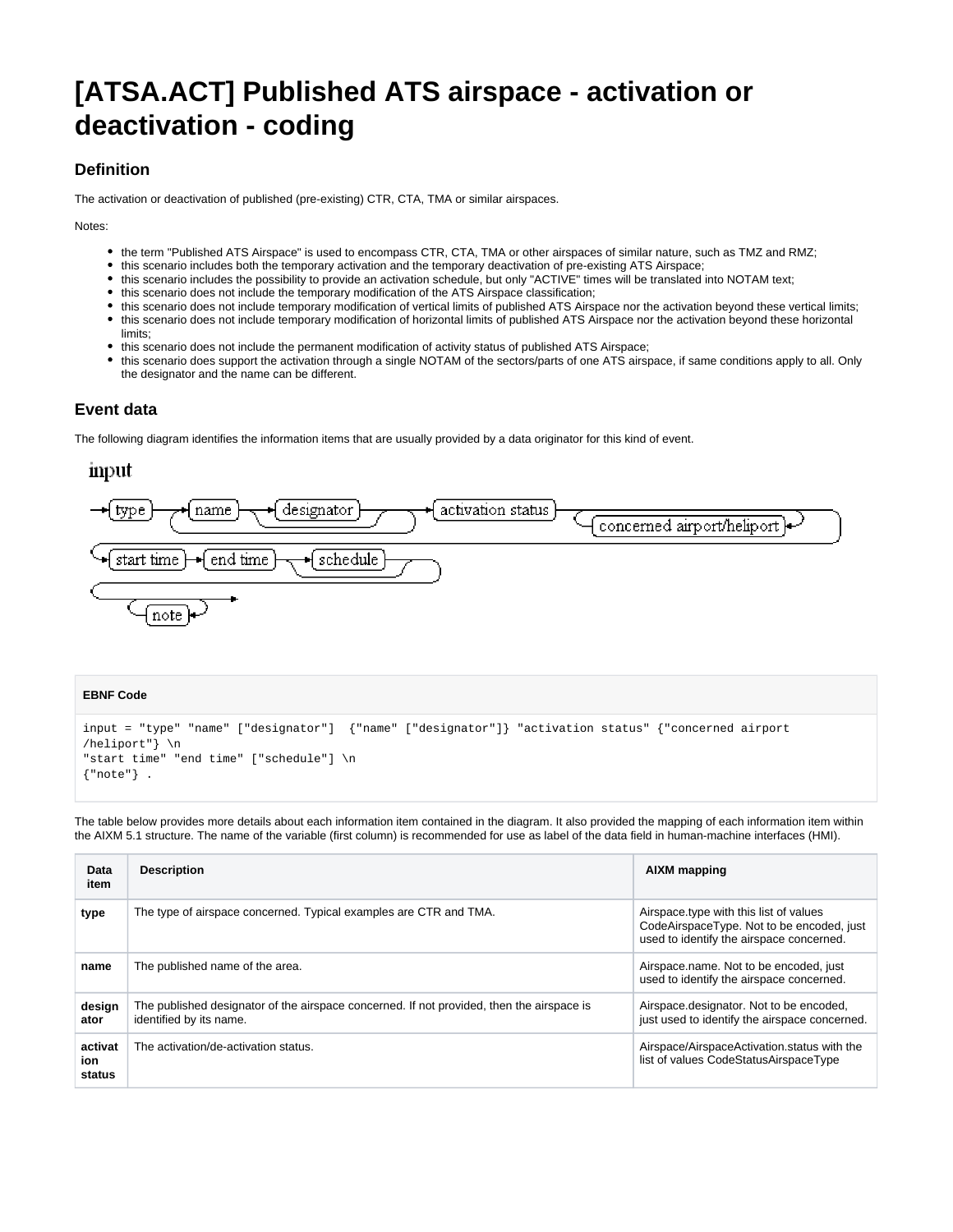# [ATSA.ACT] Published ATS airspace - activation or deactivation - coding

## Definition

The activation or deactivation of published (pre-existing) CTR, CTA, TMA or similar airspaces.

Notes:

- the term "Published ATS Airspace" is used to encompass CTR, CTA, TMA or other airspaces of similar nature, such as TMZ and RMZ;
- this scenario includes both the temporary activation and the temporary deactivation of pre-existing ATS Airspace;
- this scenario includes the possibility to provide an activation schedule, but only "ACTIVE" times will be translated into NOTAM text;
- this scenario does not include the temporary modification of the ATS Airspace classification;
- this scenario does not include temporary modification of vertical limits of published ATS Airspace nor the activation beyond these vertical limits;
- this scenario does not include temporary modification of horizontal limits of published ATS Airspace nor the activation beyond these horizontal limits;
- this scenario does not include the permanent modification of activity status of published ATS Airspace;
- this scenario does support the activation through a single NOTAM of the sectors/parts of one ATS airspace, if same conditions apply to all. Only the designator and the name can be different.

## Event data

The following diagram identifies the information items that are usually provided by a data originator for this kind of event.

**EBNF Code**

```
input = "type" "name" ["designator"]  {"name" ["designator"]} "activation status" {"concerned airport
/heliport"} \n
"start time" "end time" ["schedule"] \n
{"note"} .
```

The table below provides more details about each information item contained in the diagram. It also provided the mapping of each information item within the AIXM 5.1 structure. The name of the variable (first column) is recommended for use as label of the data field in human-machine interfaces (HMI).

| Data item | Description | AIXM mapping |
|---|---|---|
| **type** | The type of airspace concerned. Typical examples are CTR and TMA. | Airspace.type with this list of values CodeAirspaceType. Not to be encoded, just used to identify the airspace concerned. |
| **name** | The published name of the area. | Airspace.name. Not to be encoded, just used to identify the airspace concerned. |
| **designator** | The published designator of the airspace concerned. If not provided, then the airspace is identified by its name. | Airspace.designator. Not to be encoded, just used to identify the airspace concerned. |
| **activation status** | The activation/de-activation status. | Airspace/AirspaceActivation.status with the list of values CodeStatusAirspaceType |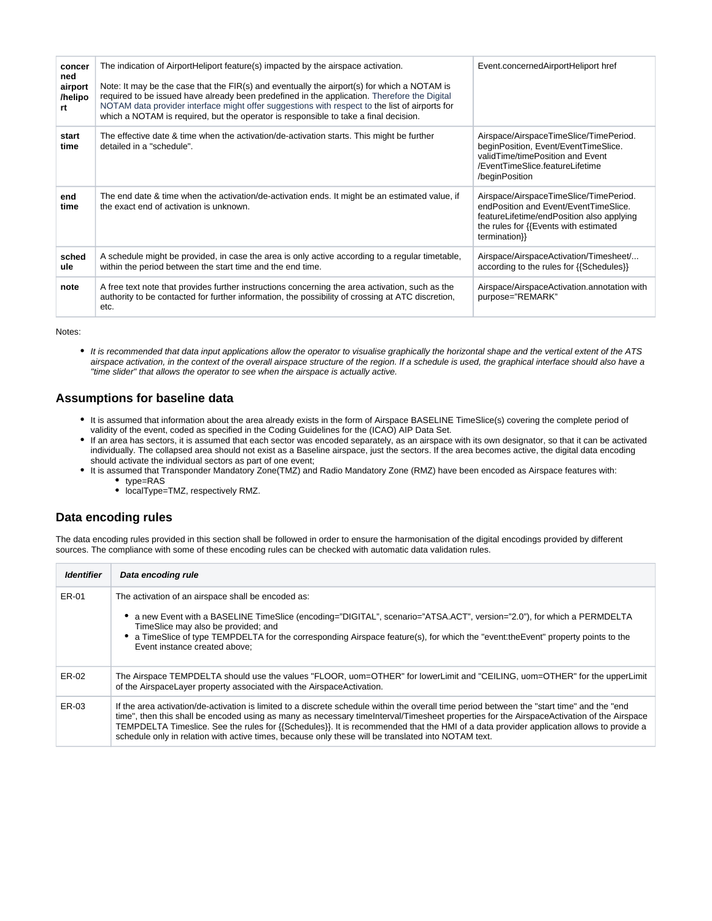| concerned airport/heliport | The indication of AirportHeliport feature(s) impacted by the airspace activation.<br><br>Note: It may be the case that the FIR(s) and eventually the airport(s) for which a NOTAM is required to be issued have already been predefined in the application. Therefore the Digital NOTAM data provider interface might offer suggestions with respect to the list of airports for which a NOTAM is required, but the operator is responsible to take a final decision. | Event.concernedAirportHeliport href |
|---|---|---|
| **start time** | The effective date & time when the activation/de-activation starts. This might be further detailed in a "schedule". | Airspace/AirspaceTimeSlice/TimePeriod.beginPosition, Event/EventTimeSlice.validTime/timePosition and Event/EventTimeSlice.featureLifetime/beginPosition |
| **end time** | The end date & time when the activation/de-activation ends. It might be an estimated value, if the exact end of activation is unknown. | Airspace/AirspaceTimeSlice/TimePeriod.endPosition and Event/EventTimeSlice.featureLifetime/endPosition also applying the rules for {{Events with estimated termination}} |
| **schedule** | A schedule might be provided, in case the area is only active according to a regular timetable, within the period between the start time and the end time. | Airspace/AirspaceActivation/Timesheet/... according to the rules for {{Schedules}} |
| **note** | A free text note that provides further instructions concerning the area activation, such as the authority to be contacted for further information, the possibility of crossing at ATC discretion, etc. | Airspace/AirspaceActivation.annotation with purpose="REMARK" |

Notes:

- *It is recommended that data input applications allow the operator to visualise graphically the horizontal shape and the vertical extent of the ATS airspace activation, in the context of the overall airspace structure of the region. If a schedule is used, the graphical interface should also have a "time slider" that allows the operator to see when the airspace is actually active.*

## Assumptions for baseline data

- It is assumed that information about the area already exists in the form of Airspace BASELINE TimeSlice(s) covering the complete period of validity of the event, coded as specified in the Coding Guidelines for the (ICAO) AIP Data Set.
- If an area has sectors, it is assumed that each sector was encoded separately, as an airspace with its own designator, so that it can be activated individually. The collapsed area should not exist as a Baseline airspace, just the sectors. If the area becomes active, the digital data encoding should activate the individual sectors as part of one event;
- It is assumed that Transponder Mandatory Zone(TMZ) and Radio Mandatory Zone (RMZ) have been encoded as Airspace features with:
  - type=RAS
  - localType=TMZ, respectively RMZ.

## Data encoding rules

The data encoding rules provided in this section shall be followed in order to ensure the harmonisation of the digital encodings provided by different sources. The compliance with some of these encoding rules can be checked with automatic data validation rules.

| ***Identifier*** | ***Data encoding rule*** |
|---|---|
| ER-01 | The activation of an airspace shall be encoded as:<br><br>• a new Event with a BASELINE TimeSlice (encoding="DIGITAL", scenario="ATSA.ACT", version="2.0"), for which a PERMDELTA TimeSlice may also be provided; and<br>• a TimeSlice of type TEMPDELTA for the corresponding Airspace feature(s), for which the "event:theEvent" property points to the Event instance created above; |
| ER-02 | The Airspace TEMPDELTA should use the values "FLOOR, uom=OTHER" for lowerLimit and "CEILING, uom=OTHER" for the upperLimit of the AirspaceLayer property associated with the AirspaceActivation. |
| ER-03 | If the area activation/de-activation is limited to a discrete schedule within the overall time period between the "start time" and the "end time", then this shall be encoded using as many as necessary timeInterval/Timesheet properties for the AirspaceActivation of the Airspace TEMPDELTA Timeslice. See the rules for {{Schedules}}. It is recommended that the HMI of a data provider application allows to provide a schedule only in relation with active times, because only these will be translated into NOTAM text. |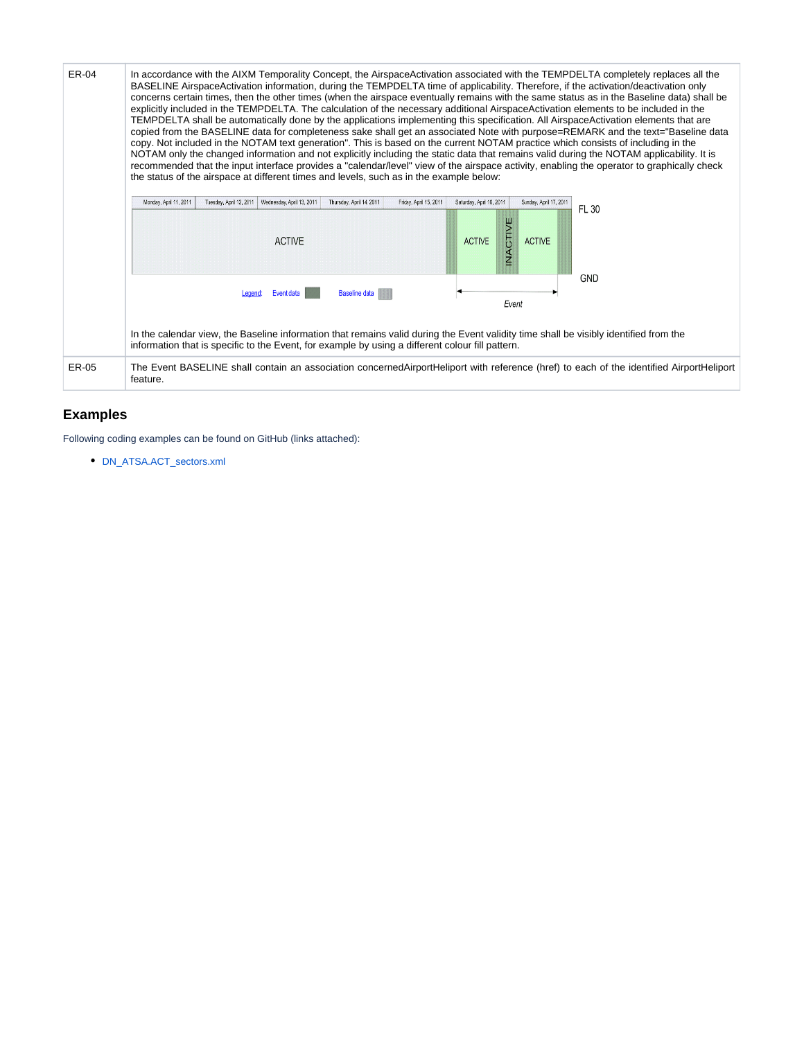| | |
|---|---|
| ER-04 | In accordance with the AIXM Temporality Concept, the AirspaceActivation associated with the TEMPDELTA completely replaces all the BASELINE AirspaceActivation information, during the TEMPDELTA time of applicability. Therefore, if the activation/deactivation only concerns certain times, then the other times (when the airspace eventually remains with the same status as in the Baseline data) shall be explicitly included in the TEMPDELTA. The calculation of the necessary additional AirspaceActivation elements to be included in the TEMPDELTA shall be automatically done by the applications implementing this specification. All AirspaceActivation elements that are copied from the BASELINE data for completeness sake shall get an associated Note with purpose=REMARK and the text="Baseline data copy. Not included in the NOTAM text generation". This is based on the current NOTAM practice which consists of including in the NOTAM only the changed information and not explicitly including the static data that remains valid during the NOTAM applicability. It is recommended that the input interface provides a "calendar/level" view of the airspace activity, enabling the operator to graphically check the status of the airspace at different times and levels, such as in the example below:<br><br>Monday, April 11, 2011 Tuesday, April 12, 2011 Wednesday, April 13, 2011 Thursday, April 14, 2011 Friday, April 15, 2011 Saturday, April 16, 2011 Sunday, April 17, 2011<br>FL 30<br>ACTIVE ACTIVE INACTIVE ACTIVE<br>GND<br>Legend: Event data Baseline data<br>Event<br><br>In the calendar view, the Baseline information that remains valid during the Event validity time shall be visibly identified from the information that is specific to the Event, for example by using a different colour fill pattern. |
| ER-05 | The Event BASELINE shall contain an association concernedAirportHeliport with reference (href) to each of the identified AirportHeliport feature. |

## Examples

Following coding examples can be found on GitHub (links attached):

- DN_ATSA.ACT_sectors.xml